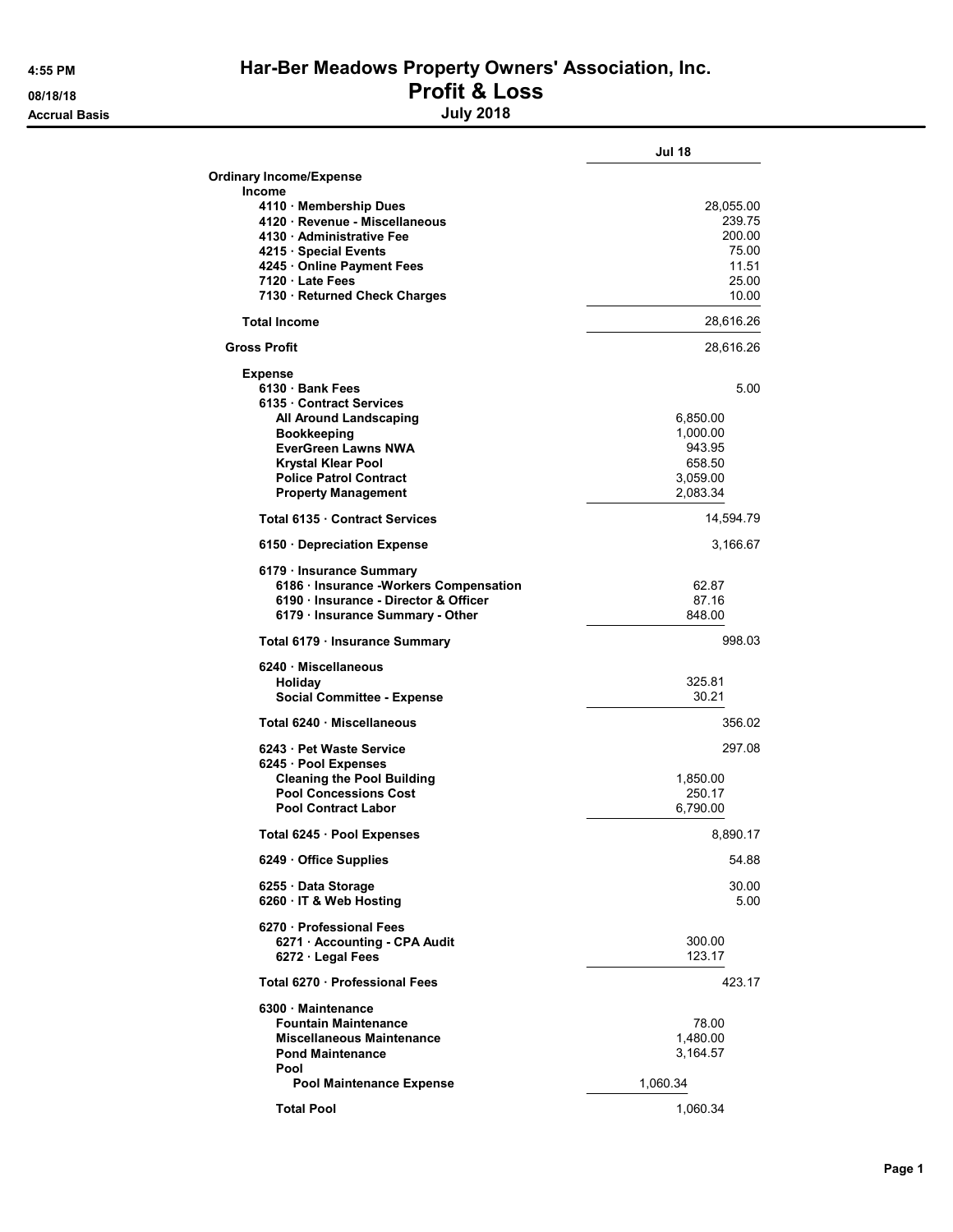4:55 PM
08/18/18
Accrual Basis

# Har-Ber Meadows Property Owners' Association, Inc.
## Profit & Loss
### July 2018

| | | Jul 18 |
|---|---|---|
| **Ordinary Income/Expense** | | |
| **Income** | | |
| **4110 · Membership Dues** | | 28,055.00 |
| **4120 · Revenue - Miscellaneous** | | 239.75 |
| **4130 · Administrative Fee** | | 200.00 |
| **4215 · Special Events** | | 75.00 |
| **4245 · Online Payment Fees** | | 11.51 |
| **7120 · Late Fees** | | 25.00 |
| **7130 · Returned Check Charges** | | 10.00 |
| **Total Income** | | 28,616.26 |
| **Gross Profit** | | 28,616.26 |
| **Expense** | | |
| **6130 · Bank Fees** | | 5.00 |
| **6135 · Contract Services** | | |
| **All Around Landscaping** | 6,850.00 | |
| **Bookkeeping** | 1,000.00 | |
| **EverGreen Lawns NWA** | 943.95 | |
| **Krystal Klear Pool** | 658.50 | |
| **Police Patrol Contract** | 3,059.00 | |
| **Property Management** | 2,083.34 | |
| **Total 6135 · Contract Services** | | 14,594.79 |
| **6150 · Depreciation Expense** | | 3,166.67 |
| **6179 · Insurance Summary** | | |
| **6186 · Insurance -Workers Compensation** | 62.87 | |
| **6190 · Insurance - Director & Officer** | 87.16 | |
| **6179 · Insurance Summary - Other** | 848.00 | |
| **Total 6179 · Insurance Summary** | | 998.03 |
| **6240 · Miscellaneous** | | |
| **Holiday** | 325.81 | |
| **Social Committee - Expense** | 30.21 | |
| **Total 6240 · Miscellaneous** | | 356.02 |
| **6243 · Pet Waste Service** | | 297.08 |
| **6245 · Pool Expenses** | | |
| **Cleaning the Pool Building** | 1,850.00 | |
| **Pool Concessions Cost** | 250.17 | |
| **Pool Contract Labor** | 6,790.00 | |
| **Total 6245 · Pool Expenses** | | 8,890.17 |
| **6249 · Office Supplies** | | 54.88 |
| **6255 · Data Storage** | | 30.00 |
| **6260 · IT & Web Hosting** | | 5.00 |
| **6270 · Professional Fees** | | |
| **6271 · Accounting - CPA Audit** | 300.00 | |
| **6272 · Legal Fees** | 123.17 | |
| **Total 6270 · Professional Fees** | | 423.17 |
| **6300 · Maintenance** | | |
| **Fountain Maintenance** | 78.00 | |
| **Miscellaneous Maintenance** | 1,480.00 | |
| **Pond Maintenance** | 3,164.57 | |
| **Pool** | | |
| **Pool Maintenance Expense** | 1,060.34 | |
| **Total Pool** | 1,060.34 | |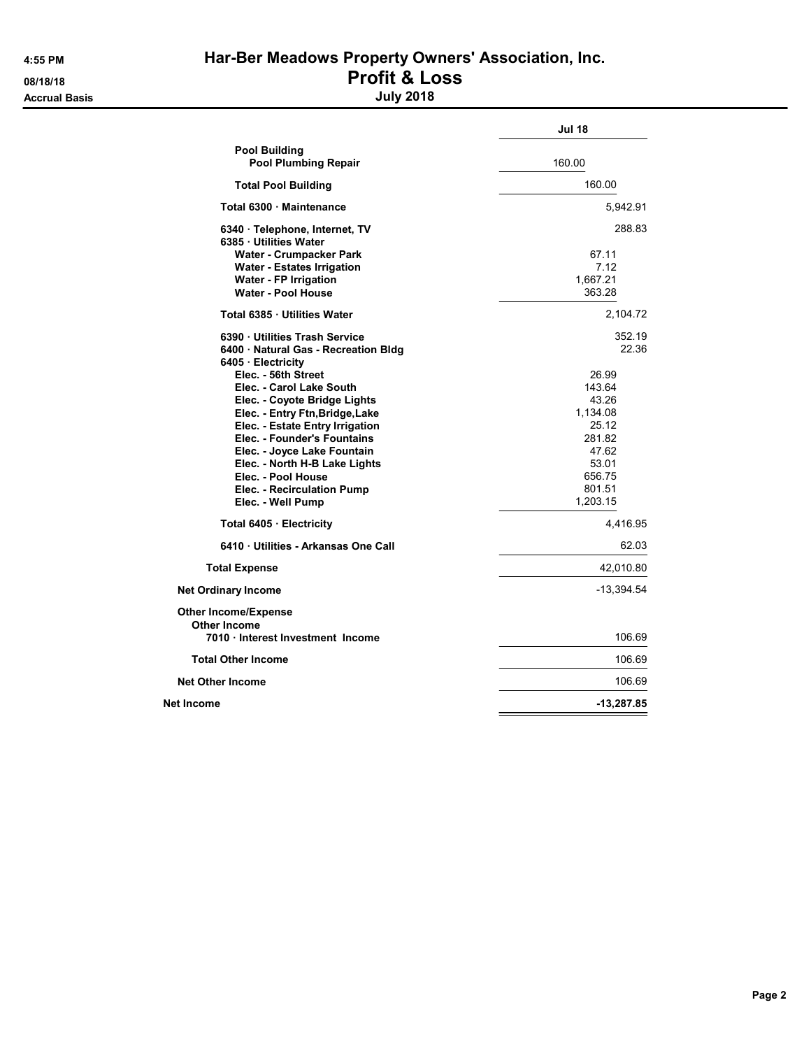# Har-Ber Meadows Property Owners' Association, Inc.

## Profit & Loss

### July 2018

4:55 PM
08/18/18
Accrual Basis

| | | Jul 18 |
|---|---|---|
| **Pool Building** | | |
| **Pool Plumbing Repair** | 160.00 | |
| **Total Pool Building** | | 160.00 |
| **Total 6300 · Maintenance** | | 5,942.91 |
| **6340 · Telephone, Internet, TV** | | 288.83 |
| **6385 · Utilities Water** | | |
| **Water - Crumpacker Park** | 67.11 | |
| **Water - Estates Irrigation** | 7.12 | |
| **Water - FP Irrigation** | 1,667.21 | |
| **Water - Pool House** | 363.28 | |
| **Total 6385 · Utilities Water** | | 2,104.72 |
| **6390 · Utilities Trash Service** | | 352.19 |
| **6400 · Natural Gas - Recreation Bldg** | | 22.36 |
| **6405 · Electricity** | | |
| **Elec. - 56th Street** | 26.99 | |
| **Elec. - Carol Lake South** | 143.64 | |
| **Elec. - Coyote Bridge Lights** | 43.26 | |
| **Elec. - Entry Ftn,Bridge,Lake** | 1,134.08 | |
| **Elec. - Estate Entry Irrigation** | 25.12 | |
| **Elec. - Founder's Fountains** | 281.82 | |
| **Elec. - Joyce Lake Fountain** | 47.62 | |
| **Elec. - North H-B Lake Lights** | 53.01 | |
| **Elec. - Pool House** | 656.75 | |
| **Elec. - Recirculation Pump** | 801.51 | |
| **Elec. - Well Pump** | 1,203.15 | |
| **Total 6405 · Electricity** | | 4,416.95 |
| **6410 · Utilities - Arkansas One Call** | | 62.03 |
| **Total Expense** | | 42,010.80 |
| **Net Ordinary Income** | | -13,394.54 |
| **Other Income/Expense** | | |
| **Other Income** | | |
| **7010 · Interest Investment Income** | | 106.69 |
| **Total Other Income** | | 106.69 |
| **Net Other Income** | | 106.69 |
| **Net Income** | | **-13,287.85** |